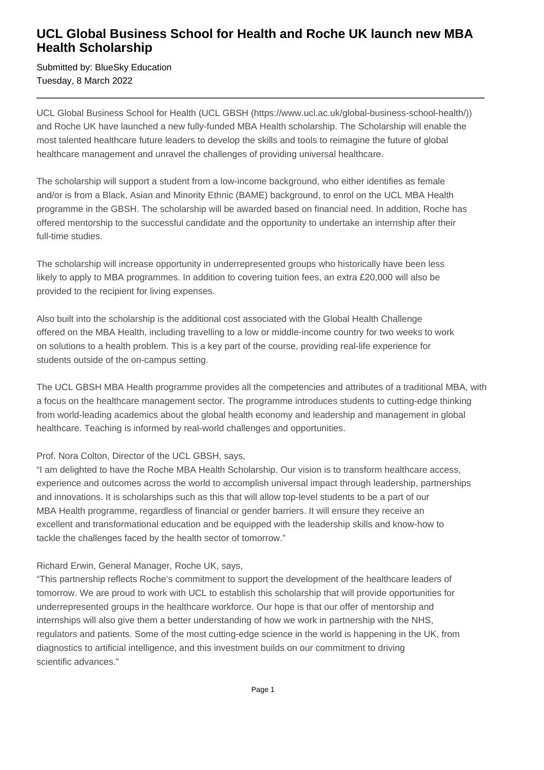# UCL Global Business School for Health and Roche UK launch new MBA Health Scholarship

Submitted by: BlueSky Education
Tuesday, 8 March 2022

---

UCL Global Business School for Health (UCL GBSH (https://www.ucl.ac.uk/global-business-school-health/)) and Roche UK have launched a new fully-funded MBA Health scholarship. The Scholarship will enable the most talented healthcare future leaders to develop the skills and tools to reimagine the future of global healthcare management and unravel the challenges of providing universal healthcare.

The scholarship will support a student from a low-income background, who either identifies as female and/or is from a Black, Asian and Minority Ethnic (BAME) background, to enrol on the UCL MBA Health programme in the GBSH. The scholarship will be awarded based on financial need. In addition, Roche has offered mentorship to the successful candidate and the opportunity to undertake an internship after their full-time studies.

The scholarship will increase opportunity in underrepresented groups who historically have been less likely to apply to MBA programmes. In addition to covering tuition fees, an extra £20,000 will also be provided to the recipient for living expenses.

Also built into the scholarship is the additional cost associated with the Global Health Challenge offered on the MBA Health, including travelling to a low or middle-income country for two weeks to work on solutions to a health problem. This is a key part of the course, providing real-life experience for students outside of the on-campus setting.

The UCL GBSH MBA Health programme provides all the competencies and attributes of a traditional MBA, with a focus on the healthcare management sector. The programme introduces students to cutting-edge thinking from world-leading academics about the global health economy and leadership and management in global healthcare. Teaching is informed by real-world challenges and opportunities.

Prof. Nora Colton, Director of the UCL GBSH, says,
"I am delighted to have the Roche MBA Health Scholarship. Our vision is to transform healthcare access, experience and outcomes across the world to accomplish universal impact through leadership, partnerships and innovations. It is scholarships such as this that will allow top-level students to be a part of our MBA Health programme, regardless of financial or gender barriers. It will ensure they receive an excellent and transformational education and be equipped with the leadership skills and know-how to tackle the challenges faced by the health sector of tomorrow."

Richard Erwin, General Manager, Roche UK, says,
"This partnership reflects Roche's commitment to support the development of the healthcare leaders of tomorrow. We are proud to work with UCL to establish this scholarship that will provide opportunities for underrepresented groups in the healthcare workforce. Our hope is that our offer of mentorship and internships will also give them a better understanding of how we work in partnership with the NHS, regulators and patients. Some of the most cutting-edge science in the world is happening in the UK, from diagnostics to artificial intelligence, and this investment builds on our commitment to driving scientific advances."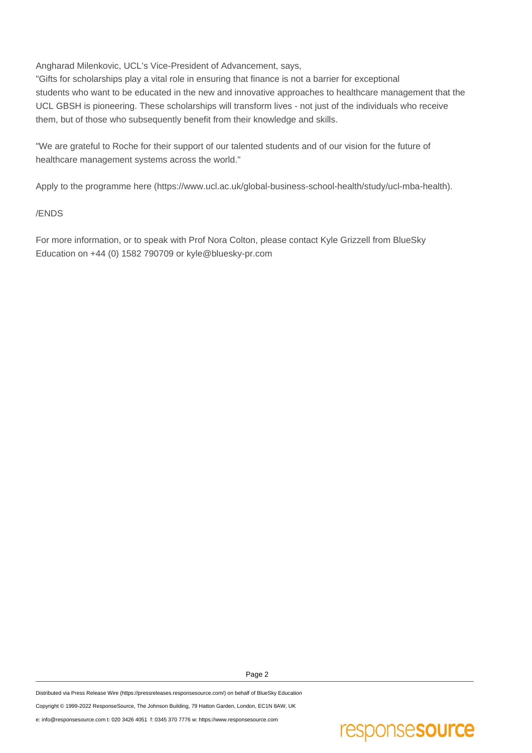Angharad Milenkovic, UCL's Vice-President of Advancement, says,
"Gifts for scholarships play a vital role in ensuring that finance is not a barrier for exceptional students who want to be educated in the new and innovative approaches to healthcare management that the UCL GBSH is pioneering. These scholarships will transform lives - not just of the individuals who receive them, but of those who subsequently benefit from their knowledge and skills.

"We are grateful to Roche for their support of our talented students and of our vision for the future of healthcare management systems across the world."

Apply to the programme here (https://www.ucl.ac.uk/global-business-school-health/study/ucl-mba-health).

/ENDS

For more information, or to speak with Prof Nora Colton, please contact Kyle Grizzell from BlueSky Education on +44 (0) 1582 790709 or kyle@bluesky-pr.com